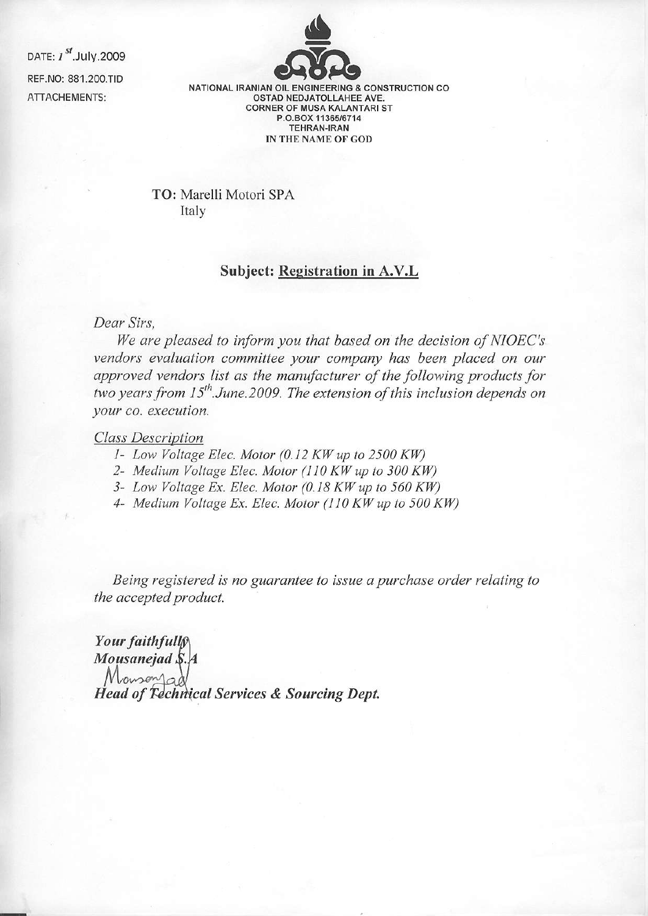DATE: 1[st].July.2009

REF.NO: 881.200.TID

ATTACHEMENTS:

NATIONAL IRANIAN OIL ENGINEERING & CONSTRUCTION CO
OSTAD NEDJATOLLAHEE AVE.
CORNER OF MUSA KALANTARI ST
P.O.BOX 11365/6714
TEHRAN-IRAN
IN THE NAME OF GOD

**TO:** Marelli Motori SPA
Italy

**Subject: Registration in A.V.L**

*Dear Sirs,*

*We are pleased to inform you that based on the decision of NIOEC's vendors evaluation committee your company has been placed on our approved vendors list as the manufacturer of the following products for two years from 15[th].June.2009. The extension of this inclusion depends on your co. execution.*

*Class Description*

1- *Low Voltage Elec. Motor (0.12 KW up to 2500 KW)*
2- *Medium Voltage Elec. Motor (110 KW up to 300 KW)*
3- *Low Voltage Ex. Elec. Motor (0.18 KW up to 560 KW)*
4- *Medium Voltage Ex. Elec. Motor (110 KW up to 500 KW)*

*Being registered is no guarantee to issue a purchase order relating to the accepted product.*

***Your faithfully***
***Mousanejad S.A***
***Head of Technical Services & Sourcing Dept.***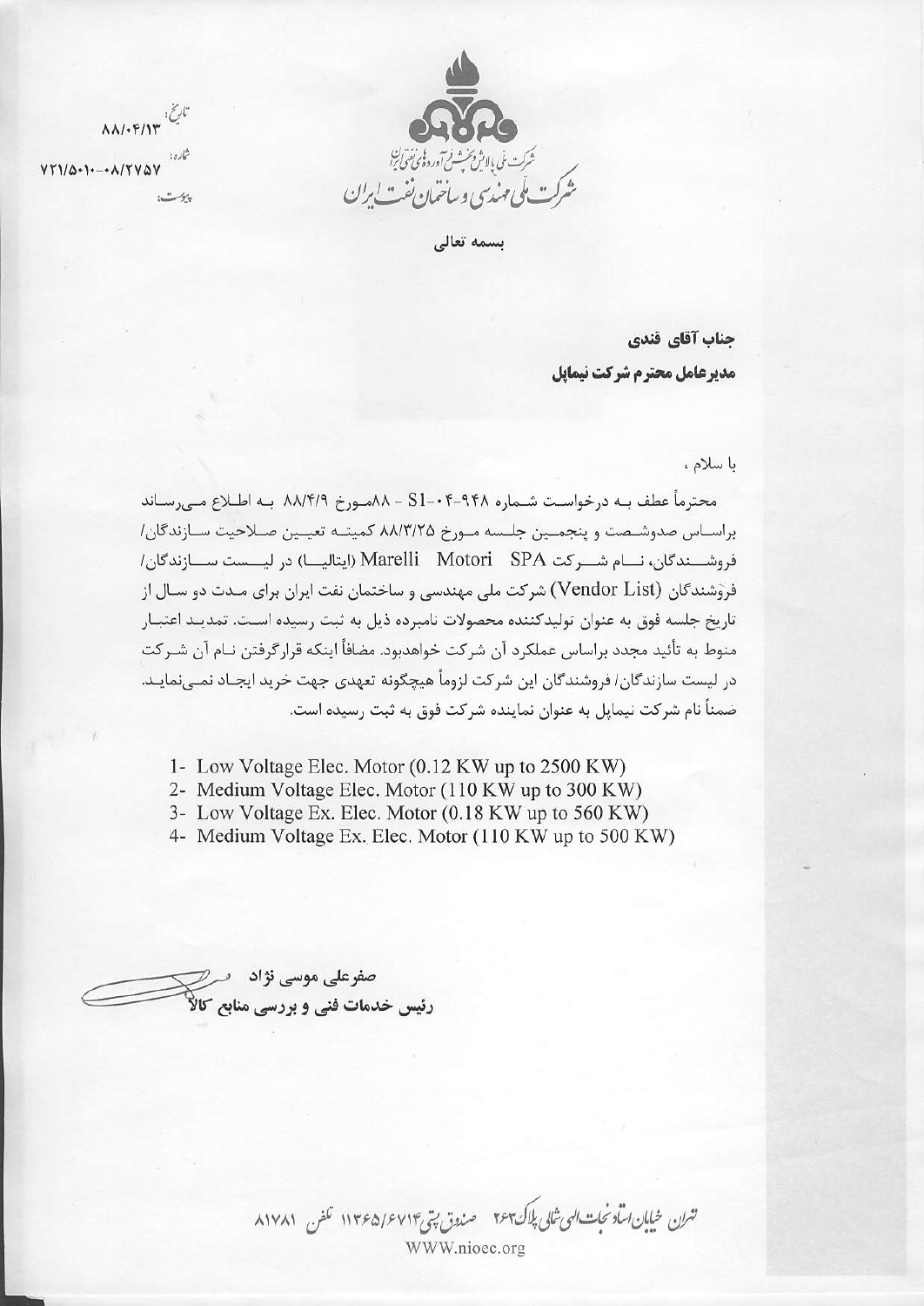تاریخ: ۸۸/۰۴/۱۳

شماره: ۷۲۱/۵۰۱۰-۰۸/۲۷۵۷

پیوست:

شرکت ملی پالایش و پخش فرآورده‌های نفتی ایران

شرکت ملی مهندسی و ساختمان نفت ایران

بسمه تعالی

**جناب آقای قندی**

**مدیرعامل محترم شرکت نیماپل**

با سلام ،

محترماً عطف به درخواست شماره ۹۴۸-۰۴-S1 - ۸۸مورخ ۸۸/۴/۹ به اطلاع می‌رساند براساس صدوشصت و پنجمین جلسه مورخ ۸۸/۳/۲۵ کمیته تعیین صلاحیت سازندگان/ فروشندگان، نام شرکت Marelli Motori SPA (ایتالیا) در لیست سازندگان/ فروشندگان (Vendor List) شرکت ملی مهندسی و ساختمان نفت ایران برای مدت دو سال از تاریخ جلسه فوق به عنوان تولیدکننده محصولات نامبرده ذیل به ثبت رسیده است. تمدید اعتبار منوط به تائید مجدد براساس عملکرد آن شرکت خواهدبود. مضافاً اینکه قرارگرفتن نام آن شرکت در لیست سازندگان/ فروشندگان این شرکت لزوماً هیچگونه تعهدی جهت خرید ایجاد نمی‌نماید. ضمناً نام شرکت نیماپل به عنوان نماینده شرکت فوق به ثبت رسیده است.

1- Low Voltage Elec. Motor (0.12 KW up to 2500 KW)
2- Medium Voltage Elec. Motor (110 KW up to 300 KW)
3- Low Voltage Ex. Elec. Motor (0.18 KW up to 560 KW)
4- Medium Voltage Ex. Elec. Motor (110 KW up to 500 KW)

**صفرعلی موسی نژاد**

**رئیس خدمات فنی و بررسی منابع کالا**

تهران خیابان استاد نجات‌الهی شمالی پلاک ۲۶۳ صندوق پستی ۱۱۳۶۵/۶۷۱۴ تلفن ۸۱۷۸۱

WWW.nioec.org